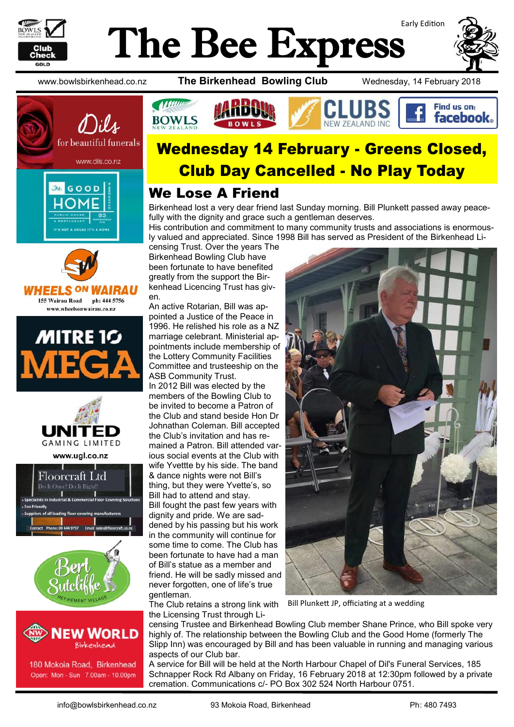# The Bee Express

Early Edition

www.bowlsbirkenhead.co.nz **The Birkenhead Bowling Club** Wednesday, 14 February 2018

## Wednesday 14 February - Greens Closed, Club Day Cancelled - No Play Today

## We Lose A Friend

Birkenhead lost a very dear friend last Sunday morning. Bill Plunkett passed away peacefully with the dignity and grace such a gentleman deserves.

His contribution and commitment to many community trusts and associations is enormously valued and appreciated. Since 1998 Bill has served as President of the Birkenhead Licensing Trust. Over the years The Birkenhead Bowling Club have been fortunate to have benefited greatly from the support the Birkenhead Licencing Trust has given.

An active Rotarian, Bill was appointed a Justice of the Peace in 1996. He relished his role as a NZ marriage celebrant. Ministerial appointments include membership of the Lottery Community Facilities Committee and trusteeship on the ASB Community Trust.

In 2012 Bill was elected by the members of the Bowling Club to be invited to become a Patron of the Club and stand beside Hon Dr Johnathan Coleman. Bill accepted the Club's invitation and has remained a Patron. Bill attended various social events at the Club with wife Yvettte by his side. The band & dance nights were not Bill's thing, but they were Yvette's, so Bill had to attend and stay.

Bill fought the past few years with dignity and pride. We are saddened by his passing but his work in the community will continue for some time to come. The Club has been fortunate to have had a man of Bill's statue as a member and friend. He will be sadly missed and never forgotten, one of life's true gentleman.

Bill Plunkett JP, officiating at a wedding

The Club retains a strong link with the Licensing Trust through Licensing Trustee and Birkenhead Bowling Club member Shane Prince, who Bill spoke very highly of. The relationship between the Bowling Club and the Good Home (formerly The Slipp Inn) was encouraged by Bill and has been valuable in running and managing various aspects of our Club bar.

A service for Bill will be held at the North Harbour Chapel of Dil's Funeral Services, 185 Schnapper Rock Rd Albany on Friday, 16 February 2018 at 12:30pm followed by a private cremation. Communications c/- PO Box 302 524 North Harbour 0751.

info@bowlsbirkenhead.co.nz 93 Mokoia Road, Birkenhead Ph: 480 7493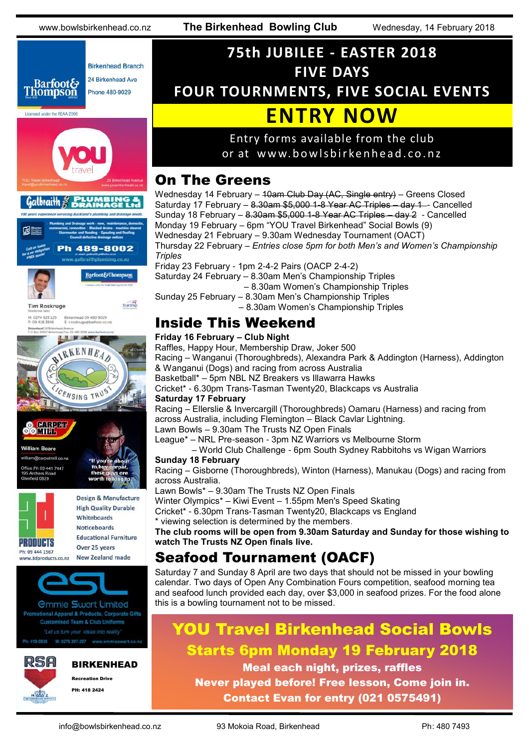# 75th JUBILEE - EASTER 2018

## FIVE DAYS

## FOUR TOURNMENTS, FIVE SOCIAL EVENTS

# ENTRY NOW

Entry forms available from the club or at www.bowlsbirkenhead.co.nz

## On The Greens

Wednesday 14 February – ~~10am Club Day (AC, Single entry)~~ – Greens Closed
Saturday 17 February – ~~8.30am $5,000 1-8 Year AC Triples – day 1~~ - Cancelled
Sunday 18 February – ~~8.30am $5,000 1-8 Year AC Triples – day 2~~ - Cancelled
Monday 19 February – 6pm "YOU Travel Birkenhead" Social Bowls (9)
Wednesday 21 February – 9.30am Wednesday Tournament (OACT)
Thursday 22 February – *Entries close 5pm for both Men's and Women's Championship Triples*
Friday 23 February - 1pm 2-4-2 Pairs (OACP 2-4-2)
Saturday 24 February – 8.30am Men's Championship Triples
– 8.30am Women's Championship Triples
Sunday 25 February – 8.30am Men's Championship Triples
– 8.30am Women's Championship Triples

## Inside This Weekend

**Friday 16 February – Club Night**
Raffles, Happy Hour, Membership Draw, Joker 500
Racing – Wanganui (Thoroughbreds), Alexandra Park & Addington (Harness), Addington & Wanganui (Dogs) and racing from across Australia
Basketball* – 5pm NBL NZ Breakers vs Illawarra Hawks
Cricket* - 6.30pm Trans-Tasman Twenty20, Blackcaps vs Australia
**Saturday 17 February**
Racing – Ellerslie & Invercargill (Thoroughbreds) Oamaru (Harness) and racing from across Australia, including Flemington – Black Cavlar Lightning.
Lawn Bowls – 9.30am The Trusts NZ Open Finals
League* – NRL Pre-season - 3pm NZ Warriors vs Melbourne Storm
– World Club Challenge - 6pm South Sydney Rabbitohs vs Wigan Warriors
**Sunday 18 February**
Racing – Gisborne (Thoroughbreds), Winton (Harness), Manukau (Dogs) and racing from across Australia.
Lawn Bowls* – 9.30am The Trusts NZ Open Finals
Winter Olympics* – Kiwi Event – 1.55pm Men's Speed Skating
Cricket* - 6.30pm Trans-Tasman Twenty20, Blackcaps vs England
* viewing selection is determined by the members.
**The club rooms will be open from 9.30am Saturday and Sunday for those wishing to watch The Trusts NZ Open finals live.**

## Seafood Tournament (OACF)

Saturday 7 and Sunday 8 April are two days that should not be missed in your bowling calendar. Two days of Open Any Combination Fours competition, seafood morning tea and seafood lunch provided each day, over $3,000 in seafood prizes. For the food alone this is a bowling tournament not to be missed.

## YOU Travel Birkenhead Social Bowls

### Starts 6pm Monday 19 February 2018

**Meal each night, prizes, raffles**
**Never played before! Free lesson, Come join in.**
**Contact Evan for entry (021 0575491)**

Barfoot & Thompson — Birkenhead Branch, 24 Birkenhead Ave, Phone 480-9029. Licensed under the REAA 2008

YOU travel — YOU Travel Birkenhead, travel@youbirkenhead.co.nz, 20 Birkenhead Avenue, www.youbirkenhead.co.nz

Galbraith Plumbing & Drainage Ltd — 100 years experience servicing Auckland's plumbing and drainage needs. Plumbing and Drainage work - new, maintenance, domestic, commercial, renovation · Blocked drains - machine cleared · Stormwater and flooding · Spouting and Roofing · Council defective drainage notices. Call us today for a no obligation FREE quote! Ph 489-8002, www.galbraithplumbing.co.nz

Tim Roskruge, Residential Sales, Barfoot & Thompson. M: 0274 923 125, P: 09 418 3846, Birkenhead 09 480 9029, E: t.roskruge@barfoot.co.nz

Birkenhead Licensing Trust

Carpet Mill — William Beare, william@carpetmill.co.nz, Office Ph 09 441 7447, 195 Archers Road, Glenfield 0629. "If you're about to buy carpet, these guys are worth talking to!"

3D Products — Design & Manufacture, High Quality Durable, Whiteboards, Noticeboards, Educational Furniture, Over 25 years, New Zealand made. Ph: 09 444 1567, www.3dproducts.co.nz

esl Emmie Swart Limited — Promotional Apparel & Products, Corporate Gifts, Customised Team & Club Uniforms. "Let us turn your ideas into reality" Ph: 419-0926, M: 0275 297-297, www.emmieswart.co.nz

RSA Birkenhead — Recreation Drive, PH: 418 2424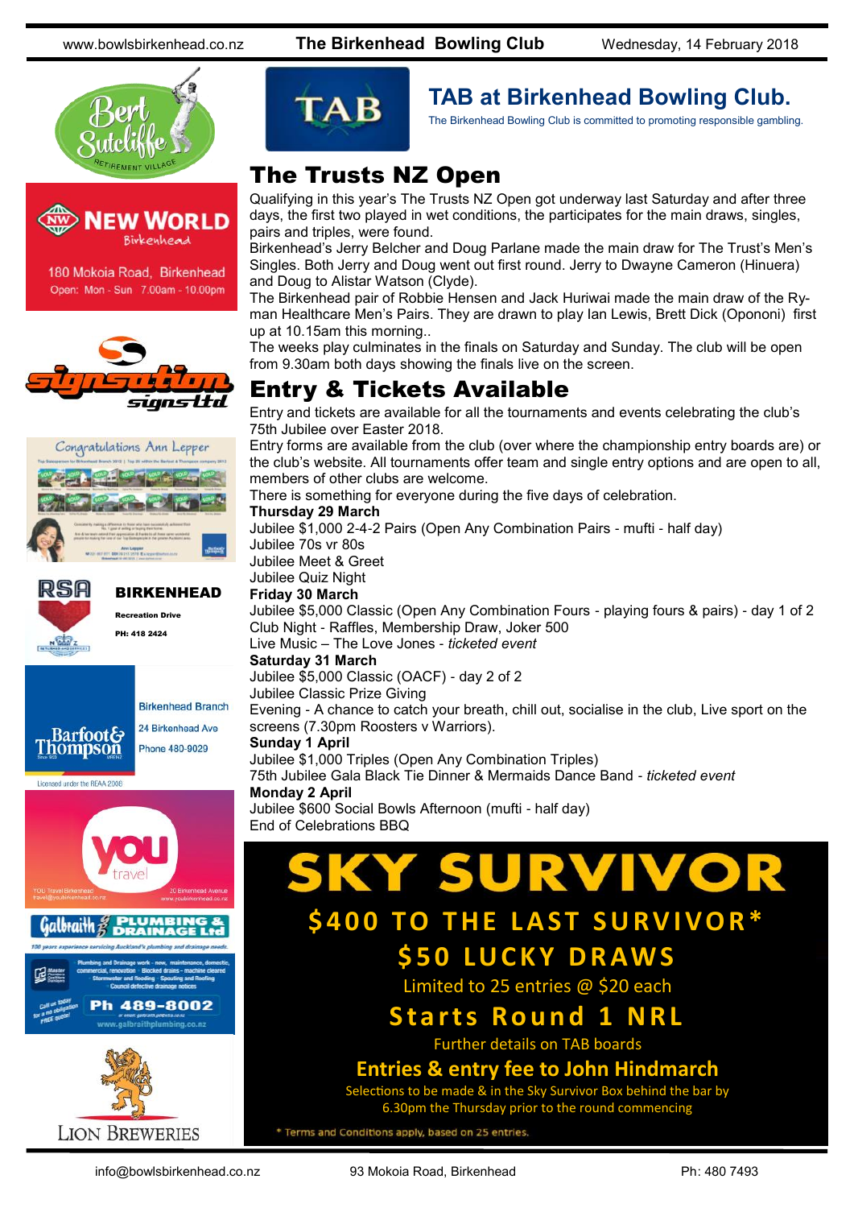## TAB at Birkenhead Bowling Club.

The Birkenhead Bowling Club is committed to promoting responsible gambling.

# The Trusts NZ Open

Qualifying in this year's The Trusts NZ Open got underway last Saturday and after three days, the first two played in wet conditions, the participates for the main draws, singles, pairs and triples, were found.

Birkenhead's Jerry Belcher and Doug Parlane made the main draw for The Trust's Men's Singles. Both Jerry and Doug went out first round. Jerry to Dwayne Cameron (Hinuera) and Doug to Alistar Watson (Clyde).

The Birkenhead pair of Robbie Hensen and Jack Huriwai made the main draw of the Ryman Healthcare Men's Pairs. They are drawn to play Ian Lewis, Brett Dick (Opononi) first up at 10.15am this morning..

The weeks play culminates in the finals on Saturday and Sunday. The club will be open from 9.30am both days showing the finals live on the screen.

# Entry & Tickets Available

Entry and tickets are available for all the tournaments and events celebrating the club's 75th Jubilee over Easter 2018.

Entry forms are available from the club (over where the championship entry boards are) or the club's website. All tournaments offer team and single entry options and are open to all, members of other clubs are welcome.

There is something for everyone during the five days of celebration.

**Thursday 29 March**
Jubilee $1,000 2-4-2 Pairs (Open Any Combination Pairs - mufti - half day)
Jubilee 70s vr 80s
Jubilee Meet & Greet
Jubilee Quiz Night

**Friday 30 March**
Jubilee $5,000 Classic (Open Any Combination Fours - playing fours & pairs) - day 1 of 2
Club Night - Raffles, Membership Draw, Joker 500
Live Music – The Love Jones - *ticketed event*

**Saturday 31 March**
Jubilee $5,000 Classic (OACF) - day 2 of 2
Jubilee Classic Prize Giving
Evening - A chance to catch your breath, chill out, socialise in the club, Live sport on the screens (7.30pm Roosters v Warriors).

**Sunday 1 April**
Jubilee $1,000 Triples (Open Any Combination Triples)
75th Jubilee Gala Black Tie Dinner & Mermaids Dance Band - *ticketed event*

**Monday 2 April**
Jubilee $600 Social Bowls Afternoon (mufti - half day)
End of Celebrations BBQ

# SKY SURVIVOR

## $400 TO THE LAST SURVIVOR*

## $50 LUCKY DRAWS

Limited to 25 entries @ $20 each

## Starts Round 1 NRL

Further details on TAB boards

### Entries & entry fee to John Hindmarch

Selections to be made & in the Sky Survivor Box behind the bar by 6.30pm the Thursday prior to the round commencing

* Terms and Conditions apply, based on 25 entries.

---

Bert Sutcliffe Retirement Village

NEW WORLD Birkenhead
180 Mokoia Road, Birkenhead
Open: Mon - Sun 7.00am - 10.00pm

Signsation signs ltd

Congratulations Ann Lepper

RSA BIRKENHEAD
Recreation Drive
PH: 418 2424

Barfoot & Thompson
Birkenhead Branch
24 Birkenhead Ave
Phone 480-9029
Licensed under the REAA 2008

you travel
YOU Travel Birkenhead travel@youbirkenhead.co.nz
20 Birkenhead Avenue www.youbirkenhead.co.nz

Galbraith PLUMBING & DRAINAGE Ltd
100 years experience servicing Auckland's plumbing and drainage needs.
Plumbing and Drainage work - new, maintenance, domestic, commercial, renovation · Blocked drains - machine cleared · Stormwater and flooding · Spouting and Roofing · Council defective drainage notices
Call us today for a no obligation FREE quote!
Ph 489-8002
www.galbraithplumbing.co.nz

LION BREWERIES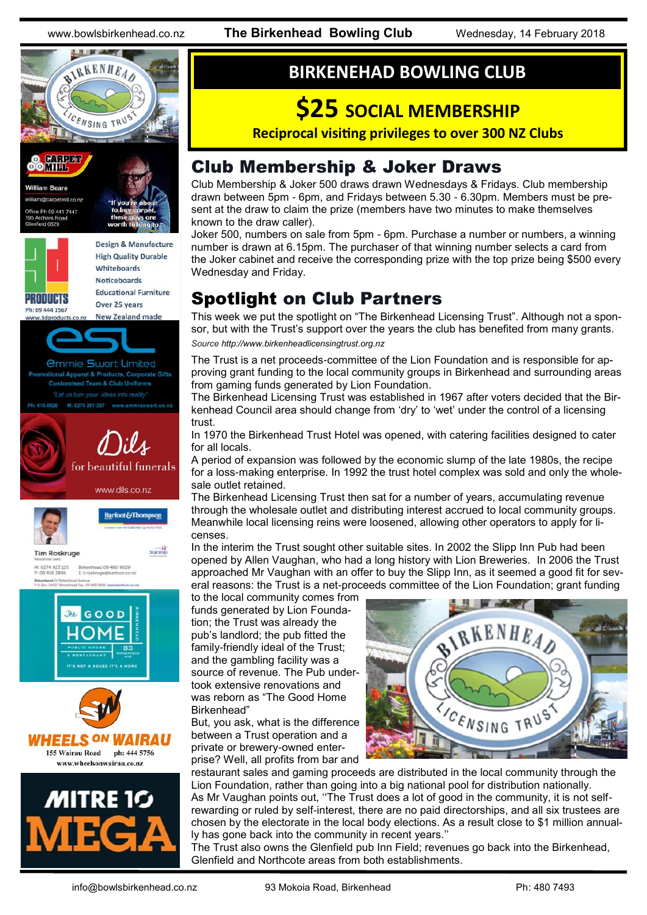# BIRKENHEAD BOWLING CLUB

## $25 SOCIAL MEMBERSHIP

**Reciprocal visiting privileges to over 300 NZ Clubs**

## Club Membership & Joker Draws

Club Membership & Joker 500 draws drawn Wednesdays & Fridays. Club membership drawn between 5pm - 6pm, and Fridays between 5.30 - 6.30pm. Members must be present at the draw to claim the prize (members have two minutes to make themselves known to the draw caller).

Joker 500, numbers on sale from 5pm - 6pm. Purchase a number or numbers, a winning number is drawn at 6.15pm. The purchaser of that winning number selects a card from the Joker cabinet and receive the corresponding prize with the top prize being $500 every Wednesday and Friday.

## Spotlight on Club Partners

This week we put the spotlight on "The Birkenhead Licensing Trust". Although not a sponsor, but with the Trust's support over the years the club has benefited from many grants.

*Source http://www.birkenheadlicensingtrust.org.nz*

The Trust is a net proceeds-committee of the Lion Foundation and is responsible for approving grant funding to the local community groups in Birkenhead and surrounding areas from gaming funds generated by Lion Foundation.

The Birkenhead Licensing Trust was established in 1967 after voters decided that the Birkenhead Council area should change from 'dry' to 'wet' under the control of a licensing trust.

In 1970 the Birkenhead Trust Hotel was opened, with catering facilities designed to cater for all locals.

A period of expansion was followed by the economic slump of the late 1980s, the recipe for a loss-making enterprise. In 1992 the trust hotel complex was sold and only the wholesale outlet retained.

The Birkenhead Licensing Trust then sat for a number of years, accumulating revenue through the wholesale outlet and distributing interest accrued to local community groups. Meanwhile local licensing reins were loosened, allowing other operators to apply for licenses.

In the interim the Trust sought other suitable sites. In 2002 the Slipp Inn Pub had been opened by Allen Vaughan, who had a long history with Lion Breweries. In 2006 the Trust approached Mr Vaughan with an offer to buy the Slipp Inn, as it seemed a good fit for several reasons: the Trust is a net-proceeds committee of the Lion Foundation; grant funding to the local community comes from funds generated by Lion Foundation; the Trust was already the pub's landlord; the pub fitted the family-friendly ideal of the Trust; and the gambling facility was a source of revenue. The Pub undertook extensive renovations and was reborn as "The Good Home Birkenhead"

But, you ask, what is the difference between a Trust operation and a private or brewery-owned enterprise? Well, all profits from bar and restaurant sales and gaming proceeds are distributed in the local community through the Lion Foundation, rather than going into a big national pool for distribution nationally.

As Mr Vaughan points out, ''The Trust does a lot of good in the community, it is not self-rewarding or ruled by self-interest, there are no paid directorships, and all six trustees are chosen by the electorate in the local body elections. As a result close to $1 million annually has gone back into the community in recent years.''

The Trust also owns the Glenfield pub Inn Field; revenues go back into the Birkenhead, Glenfield and Northcote areas from both establishments.